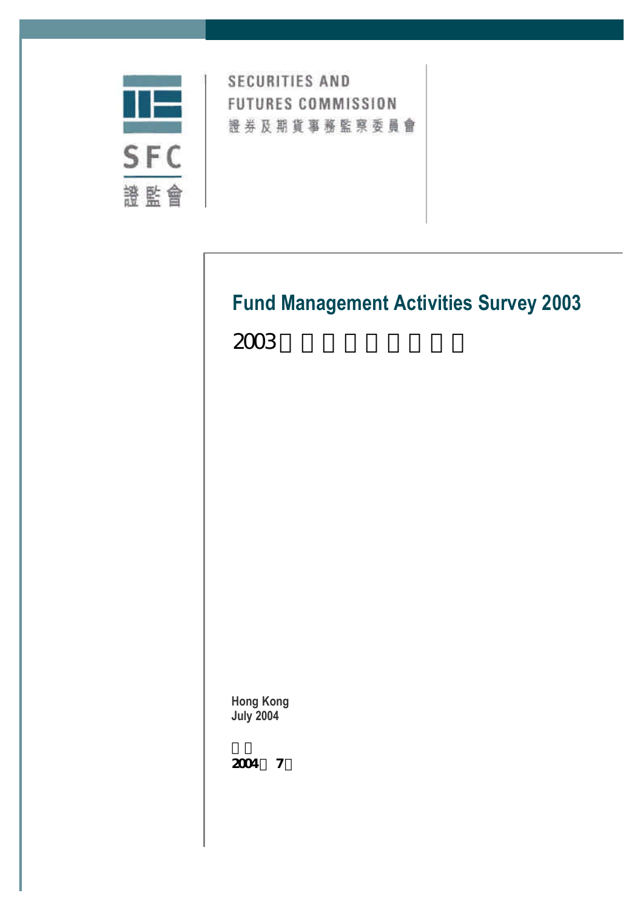SECURITIES AND FUTURES COMMISSION

證券及期貨事務監察委員會

# Fund Management Activities Survey 2003

# 2003年基金管理活動調查

Hong Kong
July 2004

香港
2004年7月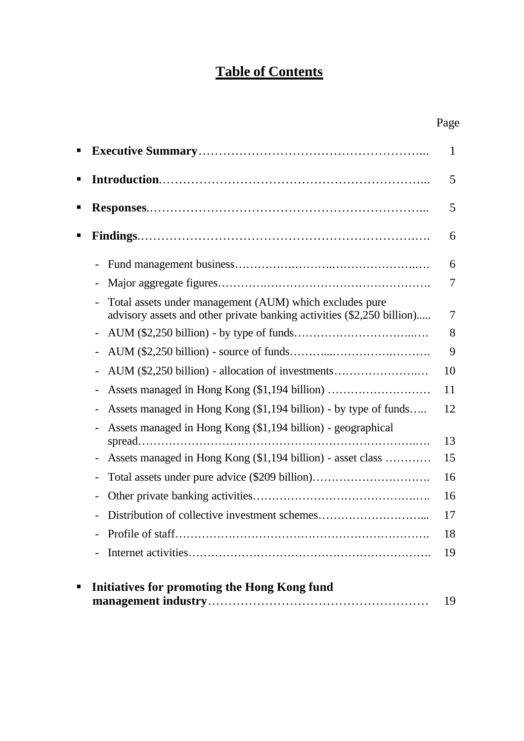# Table of Contents

| | Page |
|---|---|
| ▪ **Executive Summary** | 1 |
| ▪ **Introduction** | 5 |
| ▪ **Responses** | 5 |
| ▪ **Findings** | 6 |
| - Fund management business | 6 |
| - Major aggregate figures | 7 |
| - Total assets under management (AUM) which excludes pure advisory assets and other private banking activities ($2,250 billion) | 7 |
| - AUM ($2,250 billion) - by type of funds | 8 |
| - AUM ($2,250 billion) - source of funds | 9 |
| - AUM ($2,250 billion) - allocation of investments | 10 |
| - Assets managed in Hong Kong ($1,194 billion) | 11 |
| - Assets managed in Hong Kong ($1,194 billion) - by type of funds | 12 |
| - Assets managed in Hong Kong ($1,194 billion) - geographical spread | 13 |
| - Assets managed in Hong Kong ($1,194 billion) - asset class | 15 |
| - Total assets under pure advice ($209 billion) | 16 |
| - Other private banking activities | 16 |
| - Distribution of collective investment schemes | 17 |
| - Profile of staff | 18 |
| - Internet activities | 19 |
| ▪ **Initiatives for promoting the Hong Kong fund management industry** | 19 |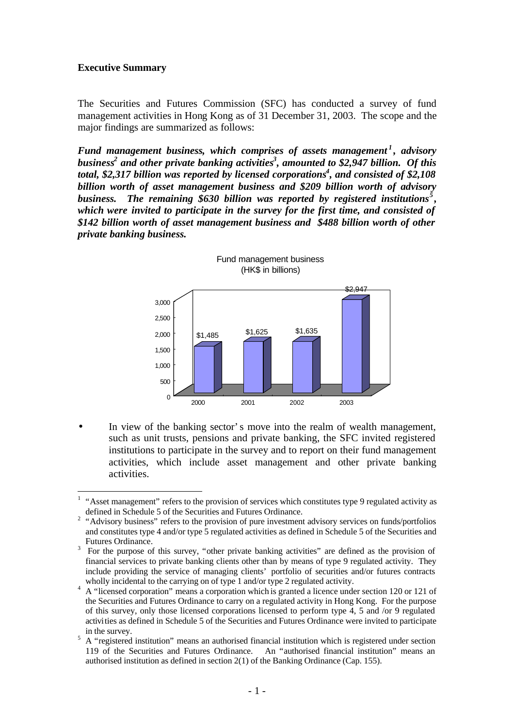**Executive Summary**

The Securities and Futures Commission (SFC) has conducted a survey of fund management activities in Hong Kong as of 31 December 31, 2003. The scope and the major findings are summarized as follows:

***Fund management business, which comprises of assets management[1], advisory business[2] and other private banking activities[3], amounted to $2,947 billion. Of this total, $2,317 billion was reported by licensed corporations[4], and consisted of $2,108 billion worth of asset management business and $209 billion worth of advisory business. The remaining $630 billion was reported by registered institutions[5], which were invited to participate in the survey for the first time, and consisted of $142 billion worth of asset management business and $488 billion worth of other private banking business.***

Fund management business (HK$ in billions)

| Year | HK$ in billions |
|---|---|
| 2000 | $1,485 |
| 2001 | $1,625 |
| 2002 | $1,635 |
| 2003 | $2,947 |

- In view of the banking sector's move into the realm of wealth management, such as unit trusts, pensions and private banking, the SFC invited registered institutions to participate in the survey and to report on their fund management activities, which include asset management and other private banking activities.

---

[1] "Asset management" refers to the provision of services which constitutes type 9 regulated activity as defined in Schedule 5 of the Securities and Futures Ordinance.

[2] "Advisory business" refers to the provision of pure investment advisory services on funds/portfolios and constitutes type 4 and/or type 5 regulated activities as defined in Schedule 5 of the Securities and Futures Ordinance.

[3] For the purpose of this survey, "other private banking activities" are defined as the provision of financial services to private banking clients other than by means of type 9 regulated activity. They include providing the service of managing clients' portfolio of securities and/or futures contracts wholly incidental to the carrying on of type 1 and/or type 2 regulated activity.

[4] A "licensed corporation" means a corporation which is granted a licence under section 120 or 121 of the Securities and Futures Ordinance to carry on a regulated activity in Hong Kong. For the purpose of this survey, only those licensed corporations licensed to perform type 4, 5 and /or 9 regulated activities as defined in Schedule 5 of the Securities and Futures Ordinance were invited to participate in the survey.

[5] A "registered institution" means an authorised financial institution which is registered under section 119 of the Securities and Futures Ordinance. An "authorised financial institution" means an authorised institution as defined in section 2(1) of the Banking Ordinance (Cap. 155).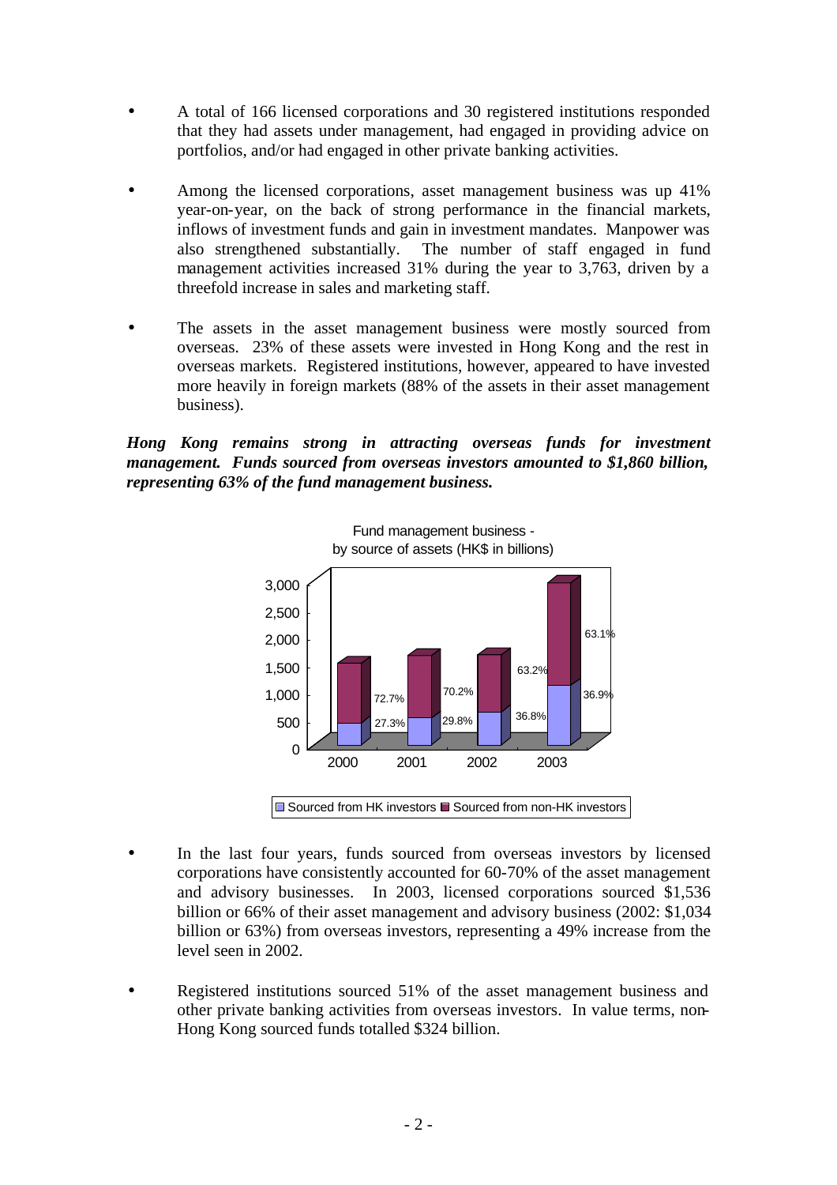- A total of 166 licensed corporations and 30 registered institutions responded that they had assets under management, had engaged in providing advice on portfolios, and/or had engaged in other private banking activities.

- Among the licensed corporations, asset management business was up 41% year-on-year, on the back of strong performance in the financial markets, inflows of investment funds and gain in investment mandates. Manpower was also strengthened substantially. The number of staff engaged in fund management activities increased 31% during the year to 3,763, driven by a threefold increase in sales and marketing staff.

- The assets in the asset management business were mostly sourced from overseas. 23% of these assets were invested in Hong Kong and the rest in overseas markets. Registered institutions, however, appeared to have invested more heavily in foreign markets (88% of the assets in their asset management business).

***Hong Kong remains strong in attracting overseas funds for investment management. Funds sourced from overseas investors amounted to $1,860 billion, representing 63% of the fund management business.***

Fund management business - by source of assets (HK$ in billions)

| Year | Sourced from HK investors | Sourced from non-HK investors |
|---|---|---|
| 2000 | 27.3% | 72.7% |
| 2001 | 29.8% | 70.2% |
| 2002 | 36.8% | 63.2% |
| 2003 | 36.9% | 63.1% |

- In the last four years, funds sourced from overseas investors by licensed corporations have consistently accounted for 60-70% of the asset management and advisory businesses. In 2003, licensed corporations sourced $1,536 billion or 66% of their asset management and advisory business (2002: $1,034 billion or 63%) from overseas investors, representing a 49% increase from the level seen in 2002.

- Registered institutions sourced 51% of the asset management business and other private banking activities from overseas investors. In value terms, non-Hong Kong sourced funds totalled $324 billion.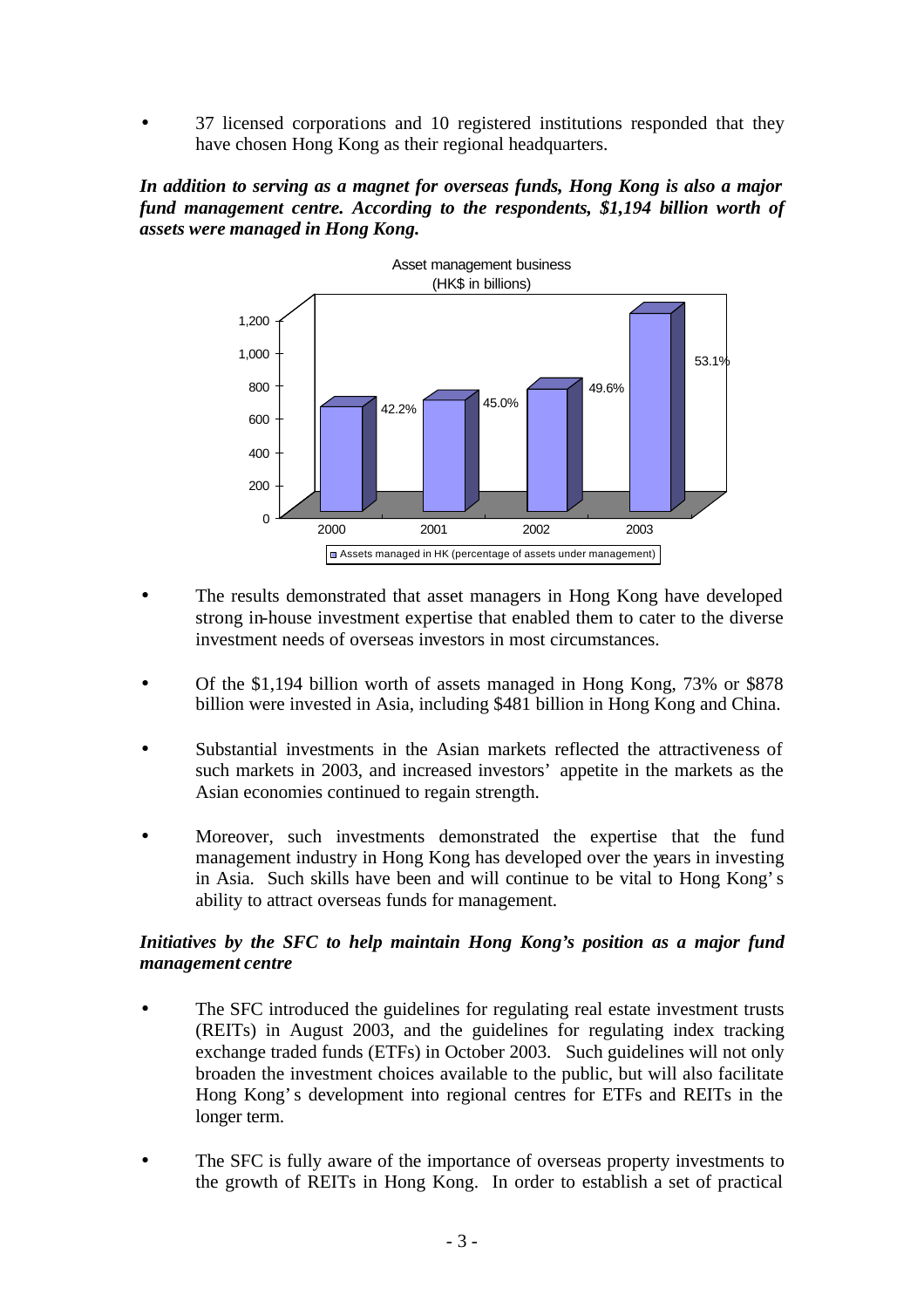- 37 licensed corporations and 10 registered institutions responded that they have chosen Hong Kong as their regional headquarters.

***In addition to serving as a magnet for overseas funds, Hong Kong is also a major fund management centre. According to the respondents, $1,194 billion worth of assets were managed in Hong Kong.***

Asset management business
(HK$ in billions)

| Year | Assets managed in HK (percentage of assets under management) |
|---|---|
| 2000 | 42.2% |
| 2001 | 45.0% |
| 2002 | 49.6% |
| 2003 | 53.1% |

- The results demonstrated that asset managers in Hong Kong have developed strong in-house investment expertise that enabled them to cater to the diverse investment needs of overseas investors in most circumstances.

- Of the $1,194 billion worth of assets managed in Hong Kong, 73% or $878 billion were invested in Asia, including $481 billion in Hong Kong and China.

- Substantial investments in the Asian markets reflected the attractiveness of such markets in 2003, and increased investors' appetite in the markets as the Asian economies continued to regain strength.

- Moreover, such investments demonstrated the expertise that the fund management industry in Hong Kong has developed over the years in investing in Asia. Such skills have been and will continue to be vital to Hong Kong's ability to attract overseas funds for management.

***Initiatives by the SFC to help maintain Hong Kong's position as a major fund management centre***

- The SFC introduced the guidelines for regulating real estate investment trusts (REITs) in August 2003, and the guidelines for regulating index tracking exchange traded funds (ETFs) in October 2003. Such guidelines will not only broaden the investment choices available to the public, but will also facilitate Hong Kong's development into regional centres for ETFs and REITs in the longer term.

- The SFC is fully aware of the importance of overseas property investments to the growth of REITs in Hong Kong. In order to establish a set of practical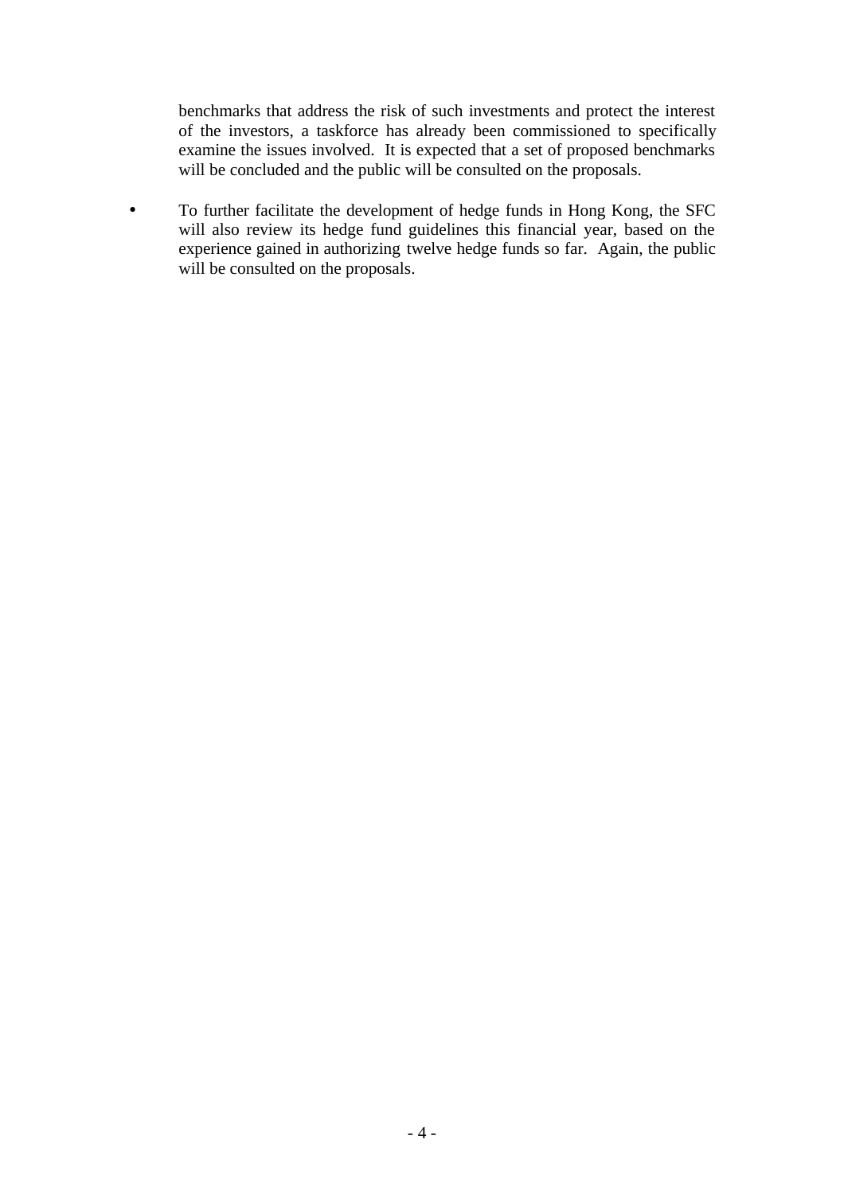benchmarks that address the risk of such investments and protect the interest of the investors, a taskforce has already been commissioned to specifically examine the issues involved. It is expected that a set of proposed benchmarks will be concluded and the public will be consulted on the proposals.

- To further facilitate the development of hedge funds in Hong Kong, the SFC will also review its hedge fund guidelines this financial year, based on the experience gained in authorizing twelve hedge funds so far. Again, the public will be consulted on the proposals.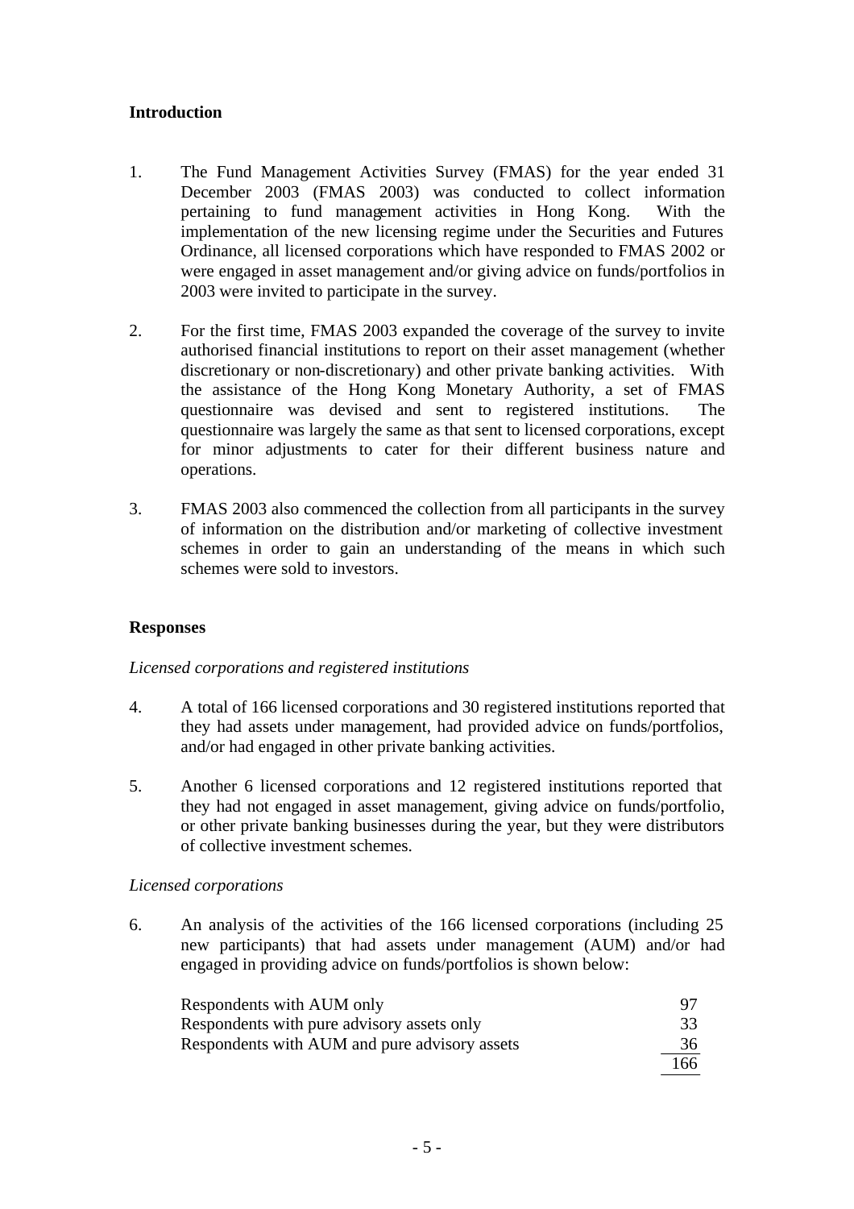## Introduction

1. The Fund Management Activities Survey (FMAS) for the year ended 31 December 2003 (FMAS 2003) was conducted to collect information pertaining to fund management activities in Hong Kong. With the implementation of the new licensing regime under the Securities and Futures Ordinance, all licensed corporations which have responded to FMAS 2002 or were engaged in asset management and/or giving advice on funds/portfolios in 2003 were invited to participate in the survey.

2. For the first time, FMAS 2003 expanded the coverage of the survey to invite authorised financial institutions to report on their asset management (whether discretionary or non-discretionary) and other private banking activities. With the assistance of the Hong Kong Monetary Authority, a set of FMAS questionnaire was devised and sent to registered institutions. The questionnaire was largely the same as that sent to licensed corporations, except for minor adjustments to cater for their different business nature and operations.

3. FMAS 2003 also commenced the collection from all participants in the survey of information on the distribution and/or marketing of collective investment schemes in order to gain an understanding of the means in which such schemes were sold to investors.

## Responses

*Licensed corporations and registered institutions*

4. A total of 166 licensed corporations and 30 registered institutions reported that they had assets under management, had provided advice on funds/portfolios, and/or had engaged in other private banking activities.

5. Another 6 licensed corporations and 12 registered institutions reported that they had not engaged in asset management, giving advice on funds/portfolio, or other private banking businesses during the year, but they were distributors of collective investment schemes.

*Licensed corporations*

6. An analysis of the activities of the 166 licensed corporations (including 25 new participants) that had assets under management (AUM) and/or had engaged in providing advice on funds/portfolios is shown below:

| | |
|---|---|
| Respondents with AUM only | 97 |
| Respondents with pure advisory assets only | 33 |
| Respondents with AUM and pure advisory assets | 36 |
| | 166 |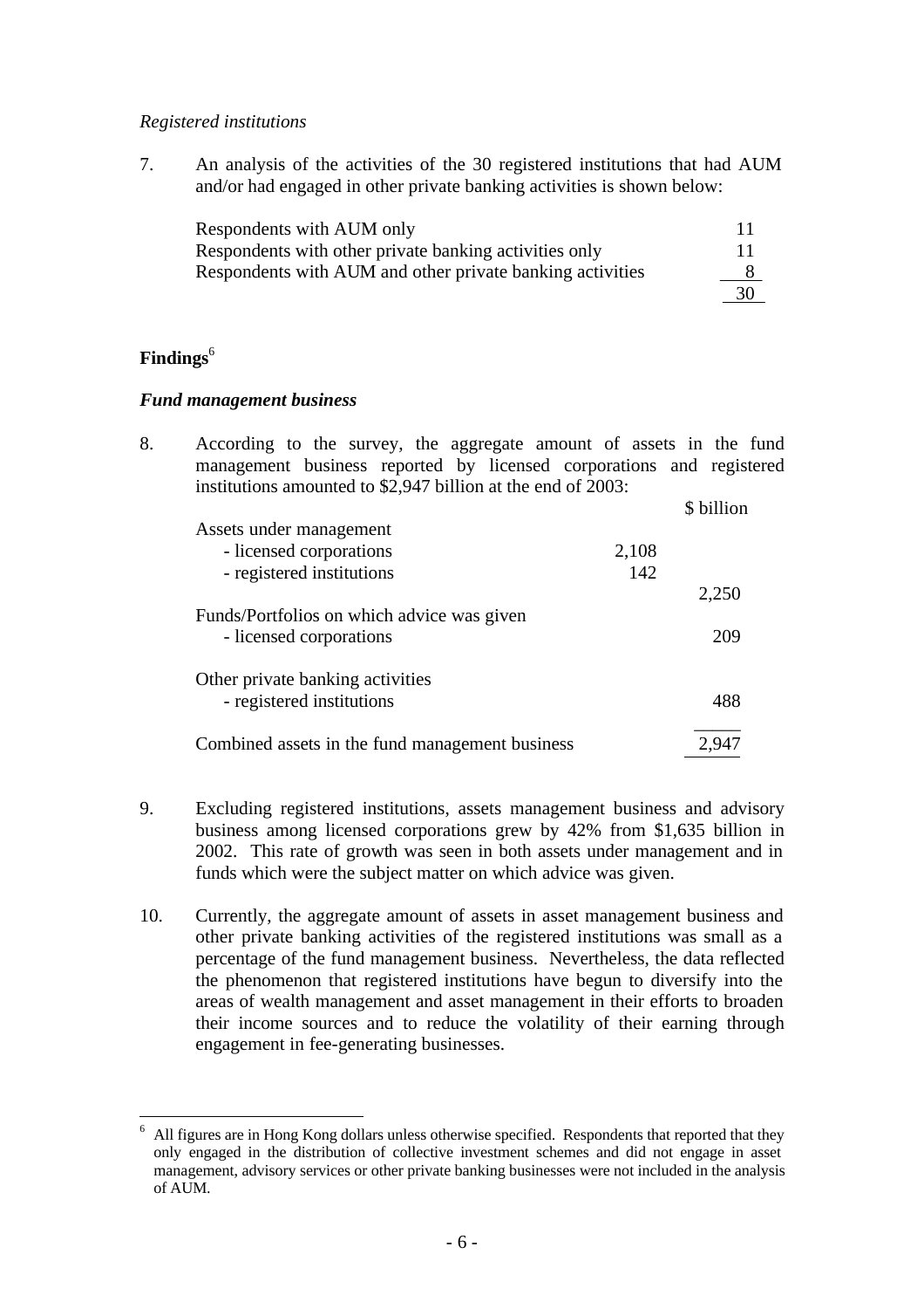*Registered institutions*

7. An analysis of the activities of the 30 registered institutions that had AUM and/or had engaged in other private banking activities is shown below:

| | |
|---|---|
| Respondents with AUM only | 11 |
| Respondents with other private banking activities only | 11 |
| Respondents with AUM and other private banking activities | 8 |
| | 30 |

## Findings[6]

### *Fund management business*

8. According to the survey, the aggregate amount of assets in the fund management business reported by licensed corporations and registered institutions amounted to $2,947 billion at the end of 2003:

| | | $ billion |
|---|---|---|
| Assets under management | | |
| - licensed corporations | 2,108 | |
| - registered institutions | 142 | |
| | | 2,250 |
| Funds/Portfolios on which advice was given | | |
| - licensed corporations | | 209 |
| Other private banking activities | | |
| - registered institutions | | 488 |
| Combined assets in the fund management business | | 2,947 |

9. Excluding registered institutions, assets management business and advisory business among licensed corporations grew by 42% from $1,635 billion in 2002. This rate of growth was seen in both assets under management and in funds which were the subject matter on which advice was given.

10. Currently, the aggregate amount of assets in asset management business and other private banking activities of the registered institutions was small as a percentage of the fund management business. Nevertheless, the data reflected the phenomenon that registered institutions have begun to diversify into the areas of wealth management and asset management in their efforts to broaden their income sources and to reduce the volatility of their earning through engagement in fee-generating businesses.

---

[6] All figures are in Hong Kong dollars unless otherwise specified. Respondents that reported that they only engaged in the distribution of collective investment schemes and did not engage in asset management, advisory services or other private banking businesses were not included in the analysis of AUM.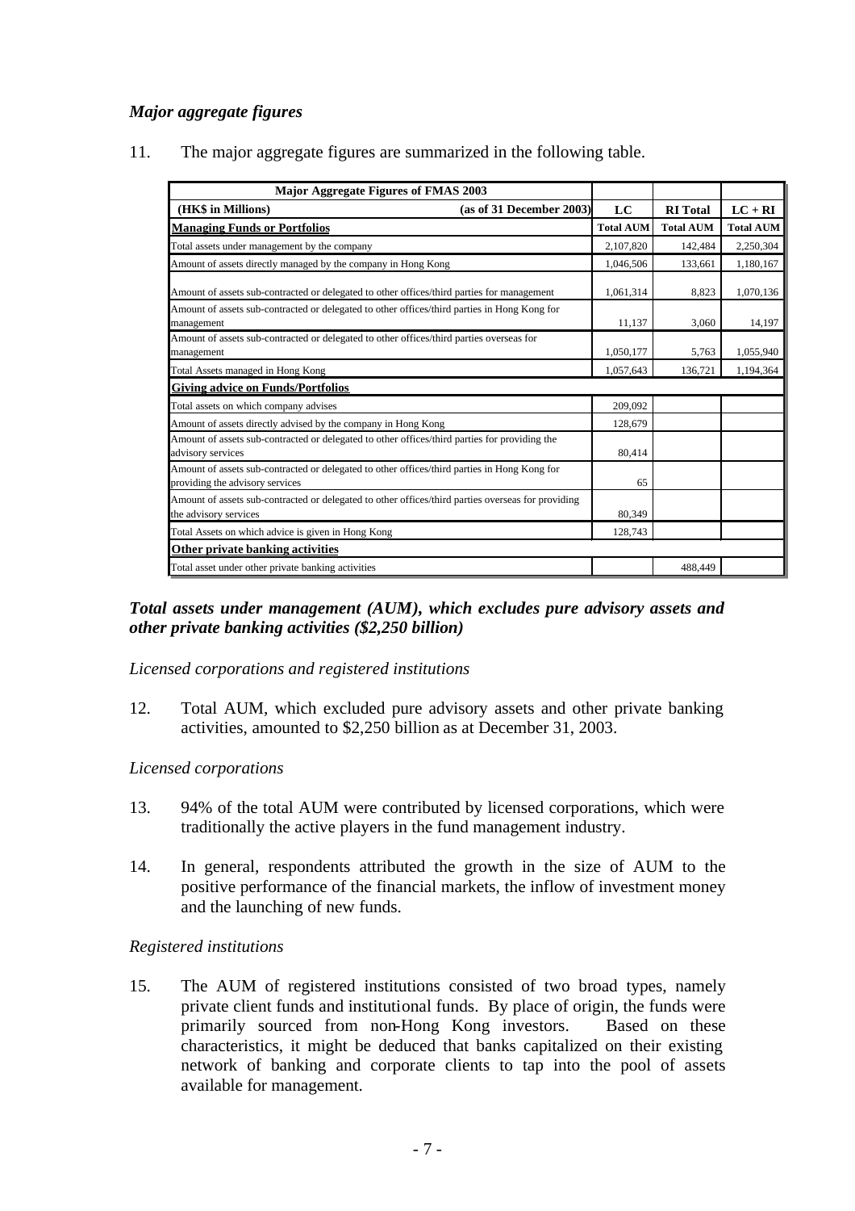### *Major aggregate figures*

11. The major aggregate figures are summarized in the following table.

| **Major Aggregate Figures of FMAS 2003** | | | |
|---|---|---|---|
| **(HK$ in Millions) (as of 31 December 2003)** | **LC** | **RI Total** | **LC + RI** |
| **Managing Funds or Portfolios** | **Total AUM** | **Total AUM** | **Total AUM** |
| Total assets under management by the company | 2,107,820 | 142,484 | 2,250,304 |
| Amount of assets directly managed by the company in Hong Kong | 1,046,506 | 133,661 | 1,180,167 |
| Amount of assets sub-contracted or delegated to other offices/third parties for management | 1,061,314 | 8,823 | 1,070,136 |
| Amount of assets sub-contracted or delegated to other offices/third parties in Hong Kong for management | 11,137 | 3,060 | 14,197 |
| Amount of assets sub-contracted or delegated to other offices/third parties overseas for management | 1,050,177 | 5,763 | 1,055,940 |
| Total Assets managed in Hong Kong | 1,057,643 | 136,721 | 1,194,364 |
| **Giving advice on Funds/Portfolios** | | | |
| Total assets on which company advises | 209,092 | | |
| Amount of assets directly advised by the company in Hong Kong | 128,679 | | |
| Amount of assets sub-contracted or delegated to other offices/third parties for providing the advisory services | 80,414 | | |
| Amount of assets sub-contracted or delegated to other offices/third parties in Hong Kong for providing the advisory services | 65 | | |
| Amount of assets sub-contracted or delegated to other offices/third parties overseas for providing the advisory services | 80,349 | | |
| Total Assets on which advice is given in Hong Kong | 128,743 | | |
| **Other private banking activities** | | | |
| Total asset under other private banking activities | | 488,449 | |

### *Total assets under management (AUM), which excludes pure advisory assets and other private banking activities ($2,250 billion)*

*Licensed corporations and registered institutions*

12. Total AUM, which excluded pure advisory assets and other private banking activities, amounted to $2,250 billion as at December 31, 2003.

*Licensed corporations*

13. 94% of the total AUM were contributed by licensed corporations, which were traditionally the active players in the fund management industry.

14. In general, respondents attributed the growth in the size of AUM to the positive performance of the financial markets, the inflow of investment money and the launching of new funds.

*Registered institutions*

15. The AUM of registered institutions consisted of two broad types, namely private client funds and institutional funds. By place of origin, the funds were primarily sourced from non-Hong Kong investors. Based on these characteristics, it might be deduced that banks capitalized on their existing network of banking and corporate clients to tap into the pool of assets available for management.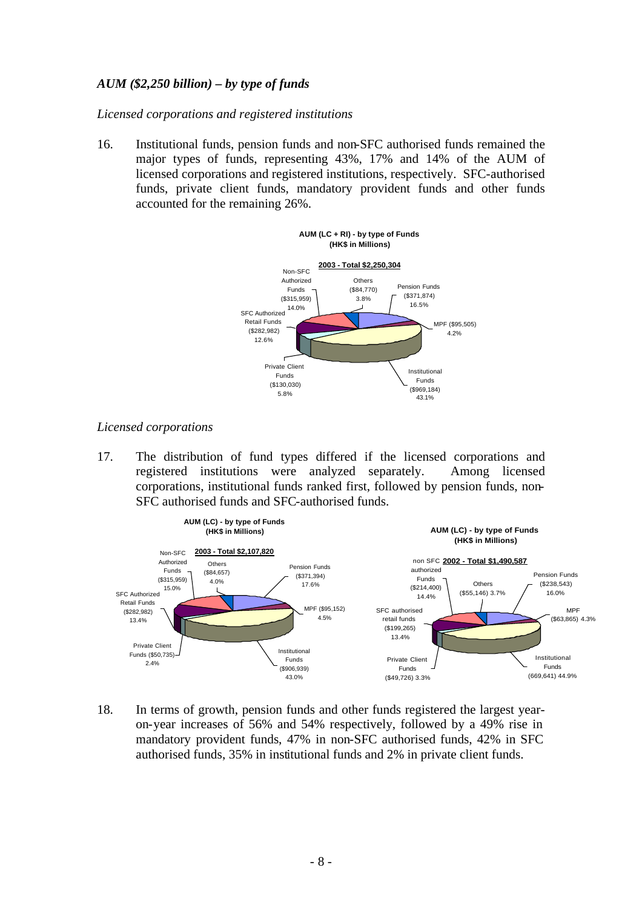*AUM ($2,250 billion) – by type of funds*

*Licensed corporations and registered institutions*

16. Institutional funds, pension funds and non-SFC authorised funds remained the major types of funds, representing 43%, 17% and 14% of the AUM of licensed corporations and registered institutions, respectively. SFC-authorised funds, private client funds, mandatory provident funds and other funds accounted for the remaining 26%.

**AUM (LC + RI) - by type of Funds (HK$ in Millions)**

**2003 - Total $2,250,304**

| Type of Funds | HK$ in Millions | % |
|---|---|---|
| Non-SFC Authorized Funds | $315,959 | 14.0% |
| Others | $84,770 | 3.8% |
| Pension Funds | $371,874 | 16.5% |
| MPF | $95,505 | 4.2% |
| Institutional Funds | $969,184 | 43.1% |
| Private Client Funds | $130,030 | 5.8% |
| SFC Authorized Retail Funds | $282,982 | 12.6% |

*Licensed corporations*

17. The distribution of fund types differed if the licensed corporations and registered institutions were analyzed separately. Among licensed corporations, institutional funds ranked first, followed by pension funds, non-SFC authorised funds and SFC-authorised funds.

**AUM (LC) - by type of Funds (HK$ in Millions)**

**2003 - Total $2,107,820**

| Type of Funds | HK$ in Millions | % |
|---|---|---|
| Non-SFC Authorized Funds | $315,959 | 15.0% |
| Others | $84,657 | 4.0% |
| Pension Funds | $371,394 | 17.6% |
| MPF | $95,152 | 4.5% |
| Institutional Funds | $906,939 | 43.0% |
| Private Client Funds | $50,735 | 2.4% |
| SFC Authorized Retail Funds | $282,982 | 13.4% |

**AUM (LC) - by type of Funds (HK$ in Millions)**

**2002 - Total $1,490,587**

| Type of Funds | HK$ in Millions | % |
|---|---|---|
| non SFC authorized Funds | $214,400 | 14.4% |
| Others | $55,146 | 3.7% |
| Pension Funds | $238,543 | 16.0% |
| MPF | $63,865 | 4.3% |
| Institutional Funds | 669,641 | 44.9% |
| Private Client Funds | $49,726 | 3.3% |
| SFC authorised retail funds | $199,265 | 13.4% |

18. In terms of growth, pension funds and other funds registered the largest year-on-year increases of 56% and 54% respectively, followed by a 49% rise in mandatory provident funds, 47% in non-SFC authorised funds, 42% in SFC authorised funds, 35% in institutional funds and 2% in private client funds.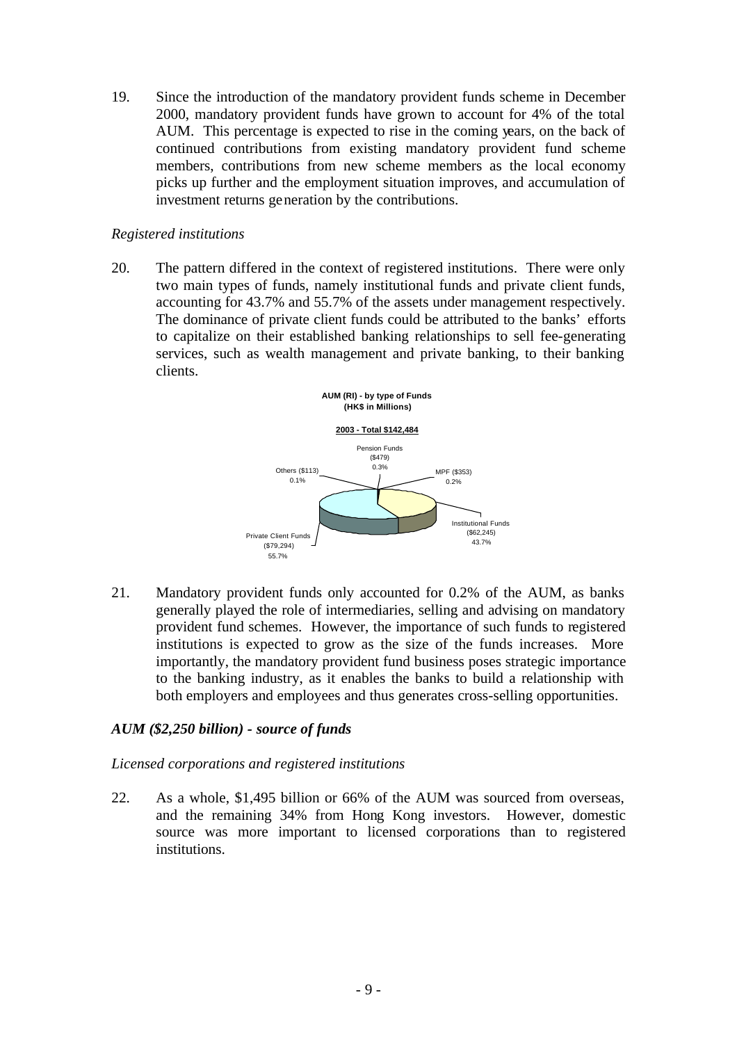19. Since the introduction of the mandatory provident funds scheme in December 2000, mandatory provident funds have grown to account for 4% of the total AUM. This percentage is expected to rise in the coming years, on the back of continued contributions from existing mandatory provident fund scheme members, contributions from new scheme members as the local economy picks up further and the employment situation improves, and accumulation of investment returns generation by the contributions.

*Registered institutions*

20. The pattern differed in the context of registered institutions. There were only two main types of funds, namely institutional funds and private client funds, accounting for 43.7% and 55.7% of the assets under management respectively. The dominance of private client funds could be attributed to the banks' efforts to capitalize on their established banking relationships to sell fee-generating services, such as wealth management and private banking, to their banking clients.

**AUM (RI) - by type of Funds**
**(HK$ in Millions)**

**2003 - Total $142,484**

Pension Funds ($479) 0.3%
Others ($113) 0.1%
MPF ($353) 0.2%
Institutional Funds ($62,245) 43.7%
Private Client Funds ($79,294) 55.7%

21. Mandatory provident funds only accounted for 0.2% of the AUM, as banks generally played the role of intermediaries, selling and advising on mandatory provident fund schemes. However, the importance of such funds to registered institutions is expected to grow as the size of the funds increases. More importantly, the mandatory provident fund business poses strategic importance to the banking industry, as it enables the banks to build a relationship with both employers and employees and thus generates cross-selling opportunities.

### *AUM ($2,250 billion) - source of funds*

*Licensed corporations and registered institutions*

22. As a whole, $1,495 billion or 66% of the AUM was sourced from overseas, and the remaining 34% from Hong Kong investors. However, domestic source was more important to licensed corporations than to registered institutions.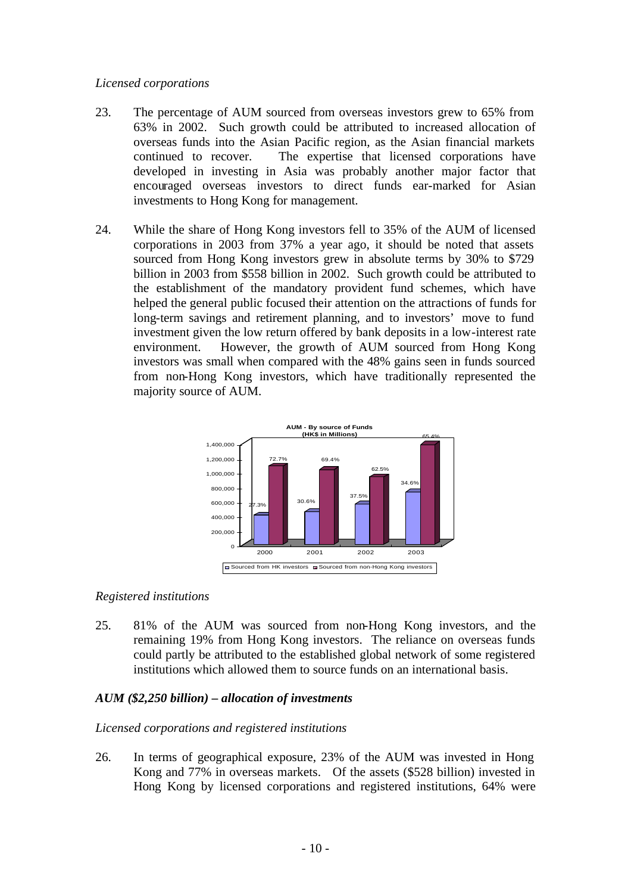*Licensed corporations*

23. The percentage of AUM sourced from overseas investors grew to 65% from 63% in 2002. Such growth could be attributed to increased allocation of overseas funds into the Asian Pacific region, as the Asian financial markets continued to recover. The expertise that licensed corporations have developed in investing in Asia was probably another major factor that encouraged overseas investors to direct funds ear-marked for Asian investments to Hong Kong for management.

24. While the share of Hong Kong investors fell to 35% of the AUM of licensed corporations in 2003 from 37% a year ago, it should be noted that assets sourced from Hong Kong investors grew in absolute terms by 30% to $729 billion in 2003 from $558 billion in 2002. Such growth could be attributed to the establishment of the mandatory provident fund schemes, which have helped the general public focused their attention on the attractions of funds for long-term savings and retirement planning, and to investors' move to fund investment given the low return offered by bank deposits in a low-interest rate environment. However, the growth of AUM sourced from Hong Kong investors was small when compared with the 48% gains seen in funds sourced from non-Hong Kong investors, which have traditionally represented the majority source of AUM.

**AUM - By source of Funds (HK$ in Millions)**

| Year | Sourced from HK investors | Sourced from non-Hong Kong investors |
|---|---|---|
| 2000 | 27.3% | 72.7% |
| 2001 | 30.6% | 69.4% |
| 2002 | 37.5% | 62.5% |
| 2003 | 34.6% | 65.4% |

*Registered institutions*

25. 81% of the AUM was sourced from non-Hong Kong investors, and the remaining 19% from Hong Kong investors. The reliance on overseas funds could partly be attributed to the established global network of some registered institutions which allowed them to source funds on an international basis.

***AUM ($2,250 billion) – allocation of investments***

*Licensed corporations and registered institutions*

26. In terms of geographical exposure, 23% of the AUM was invested in Hong Kong and 77% in overseas markets. Of the assets ($528 billion) invested in Hong Kong by licensed corporations and registered institutions, 64% were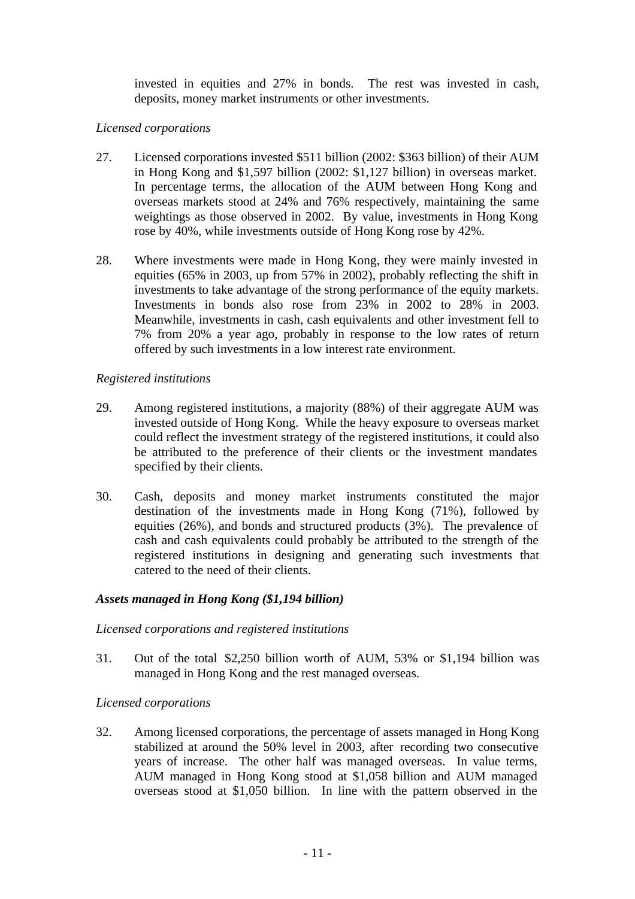invested in equities and 27% in bonds. The rest was invested in cash, deposits, money market instruments or other investments.

*Licensed corporations*

27. Licensed corporations invested $511 billion (2002: $363 billion) of their AUM in Hong Kong and $1,597 billion (2002: $1,127 billion) in overseas market. In percentage terms, the allocation of the AUM between Hong Kong and overseas markets stood at 24% and 76% respectively, maintaining the same weightings as those observed in 2002. By value, investments in Hong Kong rose by 40%, while investments outside of Hong Kong rose by 42%.

28. Where investments were made in Hong Kong, they were mainly invested in equities (65% in 2003, up from 57% in 2002), probably reflecting the shift in investments to take advantage of the strong performance of the equity markets. Investments in bonds also rose from 23% in 2002 to 28% in 2003. Meanwhile, investments in cash, cash equivalents and other investment fell to 7% from 20% a year ago, probably in response to the low rates of return offered by such investments in a low interest rate environment.

*Registered institutions*

29. Among registered institutions, a majority (88%) of their aggregate AUM was invested outside of Hong Kong. While the heavy exposure to overseas market could reflect the investment strategy of the registered institutions, it could also be attributed to the preference of their clients or the investment mandates specified by their clients.

30. Cash, deposits and money market instruments constituted the major destination of the investments made in Hong Kong (71%), followed by equities (26%), and bonds and structured products (3%). The prevalence of cash and cash equivalents could probably be attributed to the strength of the registered institutions in designing and generating such investments that catered to the need of their clients.

***Assets managed in Hong Kong ($1,194 billion)***

*Licensed corporations and registered institutions*

31. Out of the total $2,250 billion worth of AUM, 53% or $1,194 billion was managed in Hong Kong and the rest managed overseas.

*Licensed corporations*

32. Among licensed corporations, the percentage of assets managed in Hong Kong stabilized at around the 50% level in 2003, after recording two consecutive years of increase. The other half was managed overseas. In value terms, AUM managed in Hong Kong stood at $1,058 billion and AUM managed overseas stood at $1,050 billion. In line with the pattern observed in the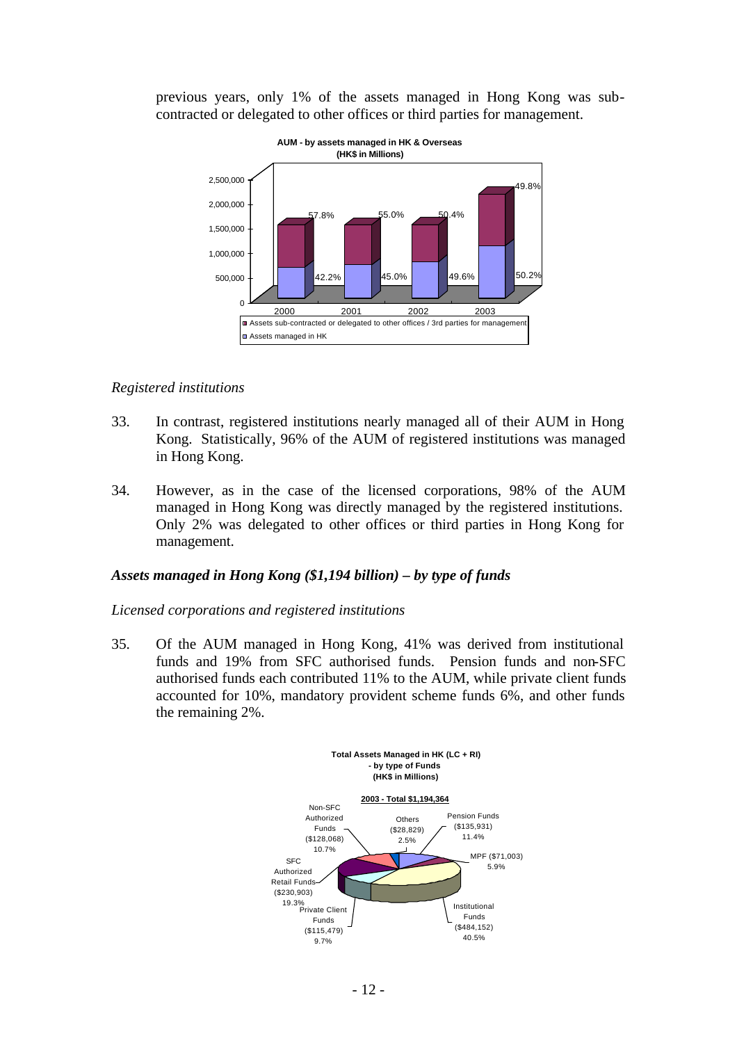previous years, only 1% of the assets managed in Hong Kong was sub-contracted or delegated to other offices or third parties for management.

*Registered institutions*

33. In contrast, registered institutions nearly managed all of their AUM in Hong Kong. Statistically, 96% of the AUM of registered institutions was managed in Hong Kong.

34. However, as in the case of the licensed corporations, 98% of the AUM managed in Hong Kong was directly managed by the registered institutions. Only 2% was delegated to other offices or third parties in Hong Kong for management.

### *Assets managed in Hong Kong ($1,194 billion) – by type of funds*

*Licensed corporations and registered institutions*

35. Of the AUM managed in Hong Kong, 41% was derived from institutional funds and 19% from SFC authorised funds. Pension funds and non-SFC authorised funds each contributed 11% to the AUM, while private client funds accounted for 10%, mandatory provident scheme funds 6%, and other funds the remaining 2%.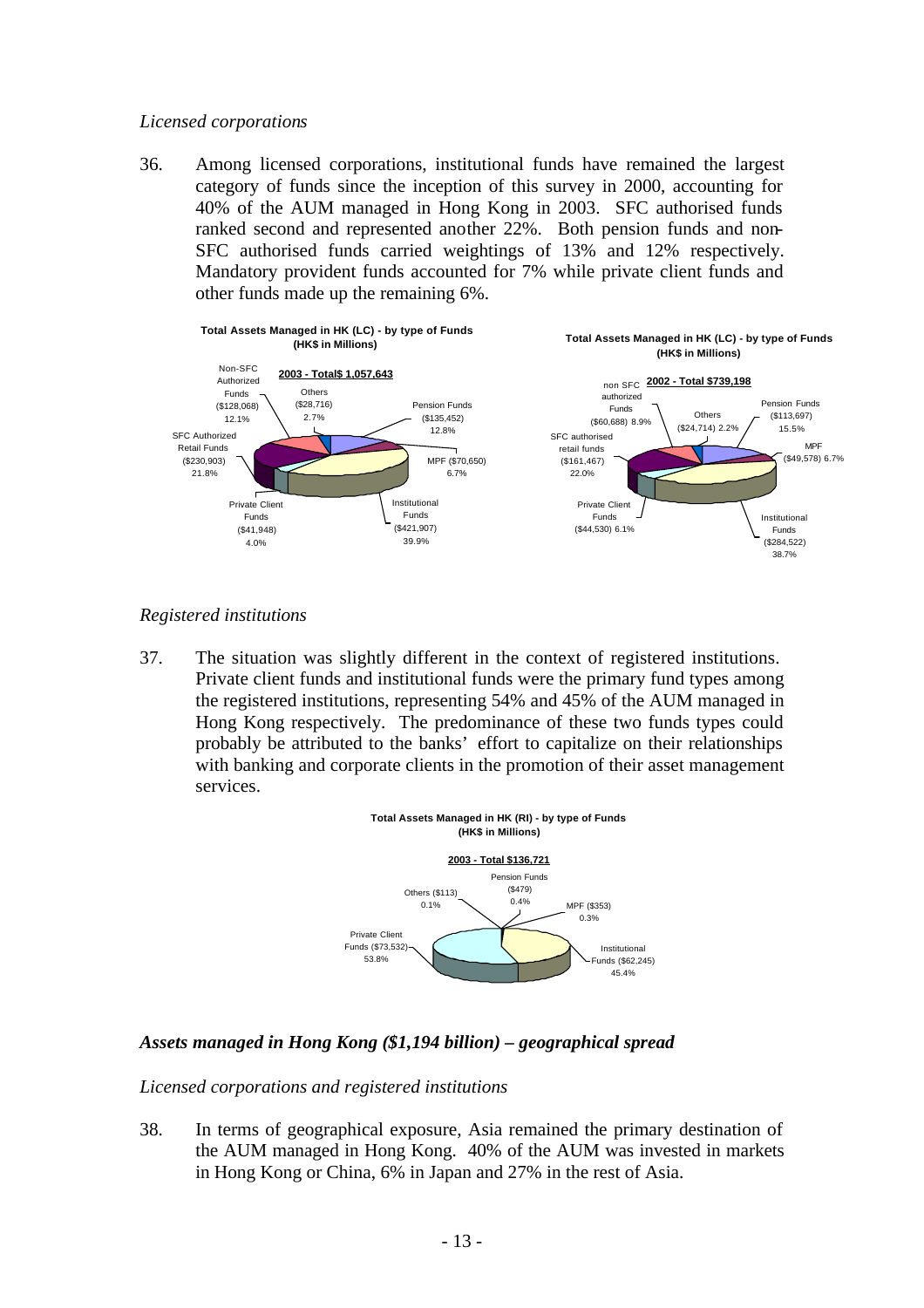*Licensed corporations*

36. Among licensed corporations, institutional funds have remained the largest category of funds since the inception of this survey in 2000, accounting for 40% of the AUM managed in Hong Kong in 2003. SFC authorised funds ranked second and represented another 22%. Both pension funds and non-SFC authorised funds carried weightings of 13% and 12% respectively. Mandatory provident funds accounted for 7% while private client funds and other funds made up the remaining 6%.

**Total Assets Managed in HK (LC) - by type of Funds (HK$ in Millions)**

**2003 - Total$ 1,057,643**

| Type of Funds | HK$ in Millions | % |
|---|---|---|
| Non-SFC Authorized Funds | $128,068 | 12.1% |
| Others | $28,716 | 2.7% |
| Pension Funds | $135,452 | 12.8% |
| MPF | $70,650 | 6.7% |
| Institutional Funds | $421,907 | 39.9% |
| Private Client Funds | $41,948 | 4.0% |
| SFC Authorized Retail Funds | $230,903 | 21.8% |

**Total Assets Managed in HK (LC) - by type of Funds (HK$ in Millions)**

**2002 - Total $739,198**

| Type of Funds | HK$ in Millions | % |
|---|---|---|
| non SFC authorized Funds | $60,688 | 8.9% |
| Others | $24,714 | 2.2% |
| Pension Funds | $113,697 | 15.5% |
| MPF | $49,578 | 6.7% |
| Institutional Funds | $284,522 | 38.7% |
| Private Client Funds | $44,530 | 6.1% |
| SFC authorised retail funds | $161,467 | 22.0% |

*Registered institutions*

37. The situation was slightly different in the context of registered institutions. Private client funds and institutional funds were the primary fund types among the registered institutions, representing 54% and 45% of the AUM managed in Hong Kong respectively. The predominance of these two funds types could probably be attributed to the banks' effort to capitalize on their relationships with banking and corporate clients in the promotion of their asset management services.

**Total Assets Managed in HK (RI) - by type of Funds (HK$ in Millions)**

**2003 - Total $136,721**

| Type of Funds | HK$ in Millions | % |
|---|---|---|
| Others | $113 | 0.1% |
| Pension Funds | $479 | 0.4% |
| MPF | $353 | 0.3% |
| Institutional Funds | $62,245 | 45.4% |
| Private Client Funds | $73,532 | 53.8% |

## *Assets managed in Hong Kong ($1,194 billion) – geographical spread*

*Licensed corporations and registered institutions*

38. In terms of geographical exposure, Asia remained the primary destination of the AUM managed in Hong Kong. 40% of the AUM was invested in markets in Hong Kong or China, 6% in Japan and 27% in the rest of Asia.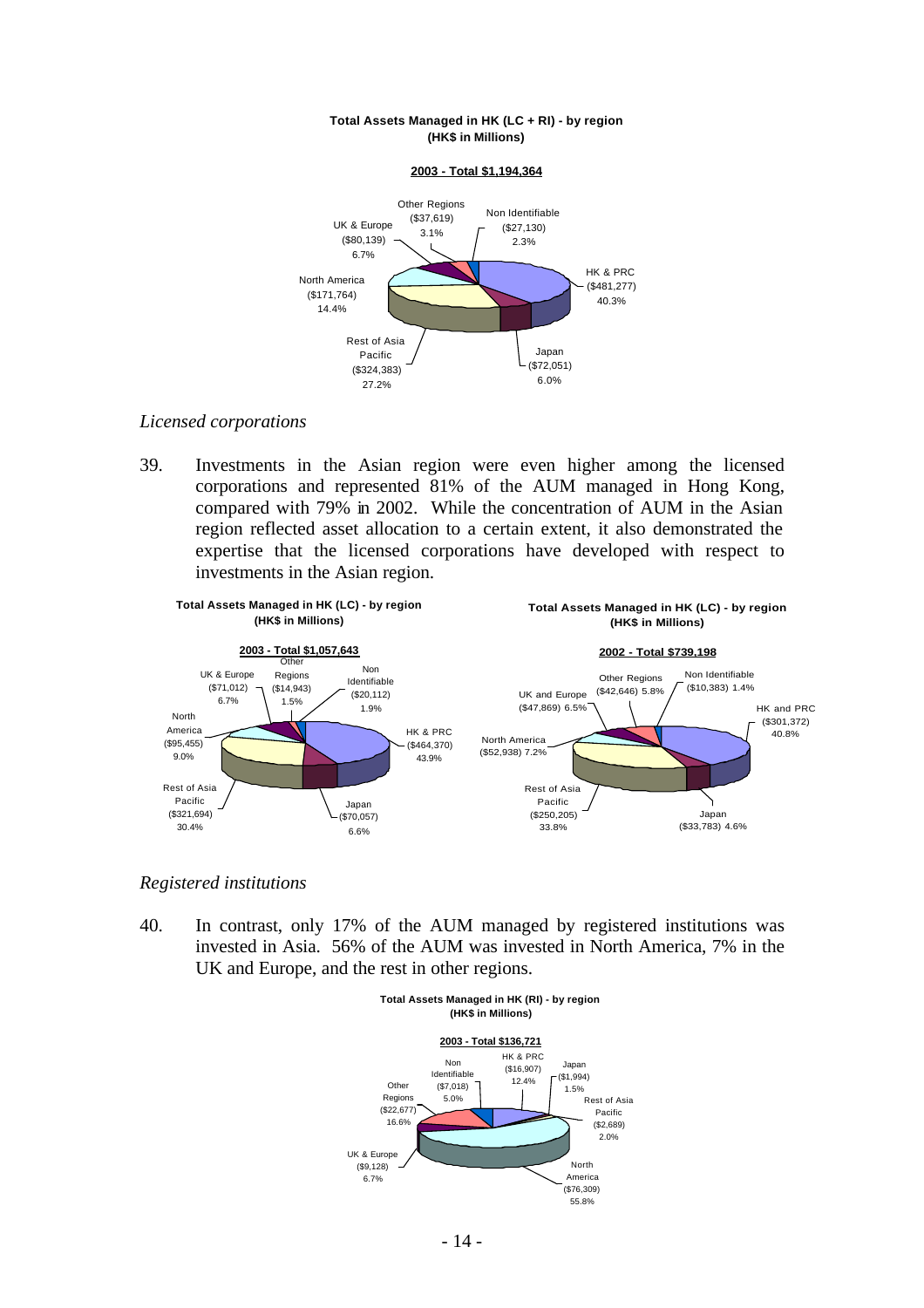**Total Assets Managed in HK (LC + RI) - by region**
**(HK$ in Millions)**

**2003 - Total $1,194,364**

| Region | HK$ in Millions | % |
|---|---|---|
| HK & PRC | ($481,277) | 40.3% |
| Japan | ($72,051) | 6.0% |
| Rest of Asia Pacific | ($324,383) | 27.2% |
| North America | ($171,764) | 14.4% |
| UK & Europe | ($80,139) | 6.7% |
| Other Regions | ($37,619) | 3.1% |
| Non Identifiable | ($27,130) | 2.3% |

*Licensed corporations*

39. Investments in the Asian region were even higher among the licensed corporations and represented 81% of the AUM managed in Hong Kong, compared with 79% in 2002. While the concentration of AUM in the Asian region reflected asset allocation to a certain extent, it also demonstrated the expertise that the licensed corporations have developed with respect to investments in the Asian region.

**Total Assets Managed in HK (LC) - by region**
**(HK$ in Millions)**

**2003 - Total $1,057,643**

| Region | HK$ in Millions | % |
|---|---|---|
| HK & PRC | ($464,370) | 43.9% |
| Japan | ($70,057) | 6.6% |
| Rest of Asia Pacific | ($321,694) | 30.4% |
| North America | ($95,455) | 9.0% |
| UK & Europe | ($71,012) | 6.7% |
| Other Regions | ($14,943) | 1.5% |
| Non Identifiable | ($20,112) | 1.9% |

**Total Assets Managed in HK (LC) - by region**
**(HK$ in Millions)**

**2002 - Total $739,198**

| Region | HK$ in Millions | % |
|---|---|---|
| HK and PRC | ($301,372) | 40.8% |
| Japan | ($33,783) | 4.6% |
| Rest of Asia Pacific | ($250,205) | 33.8% |
| North America | ($52,938) | 7.2% |
| UK and Europe | ($47,869) | 6.5% |
| Other Regions | ($42,646) | 5.8% |
| Non Identifiable | ($10,383) | 1.4% |

*Registered institutions*

40. In contrast, only 17% of the AUM managed by registered institutions was invested in Asia. 56% of the AUM was invested in North America, 7% in the UK and Europe, and the rest in other regions.

**Total Assets Managed in HK (RI) - by region**
**(HK$ in Millions)**

**2003 - Total $136,721**

| Region | HK$ in Millions | % |
|---|---|---|
| HK & PRC | ($16,907) | 12.4% |
| Japan | ($1,994) | 1.5% |
| Rest of Asia Pacific | ($2,689) | 2.0% |
| North America | ($76,309) | 55.8% |
| UK & Europe | ($9,128) | 6.7% |
| Other Regions | ($22,677) | 16.6% |
| Non Identifiable | ($7,018) | 5.0% |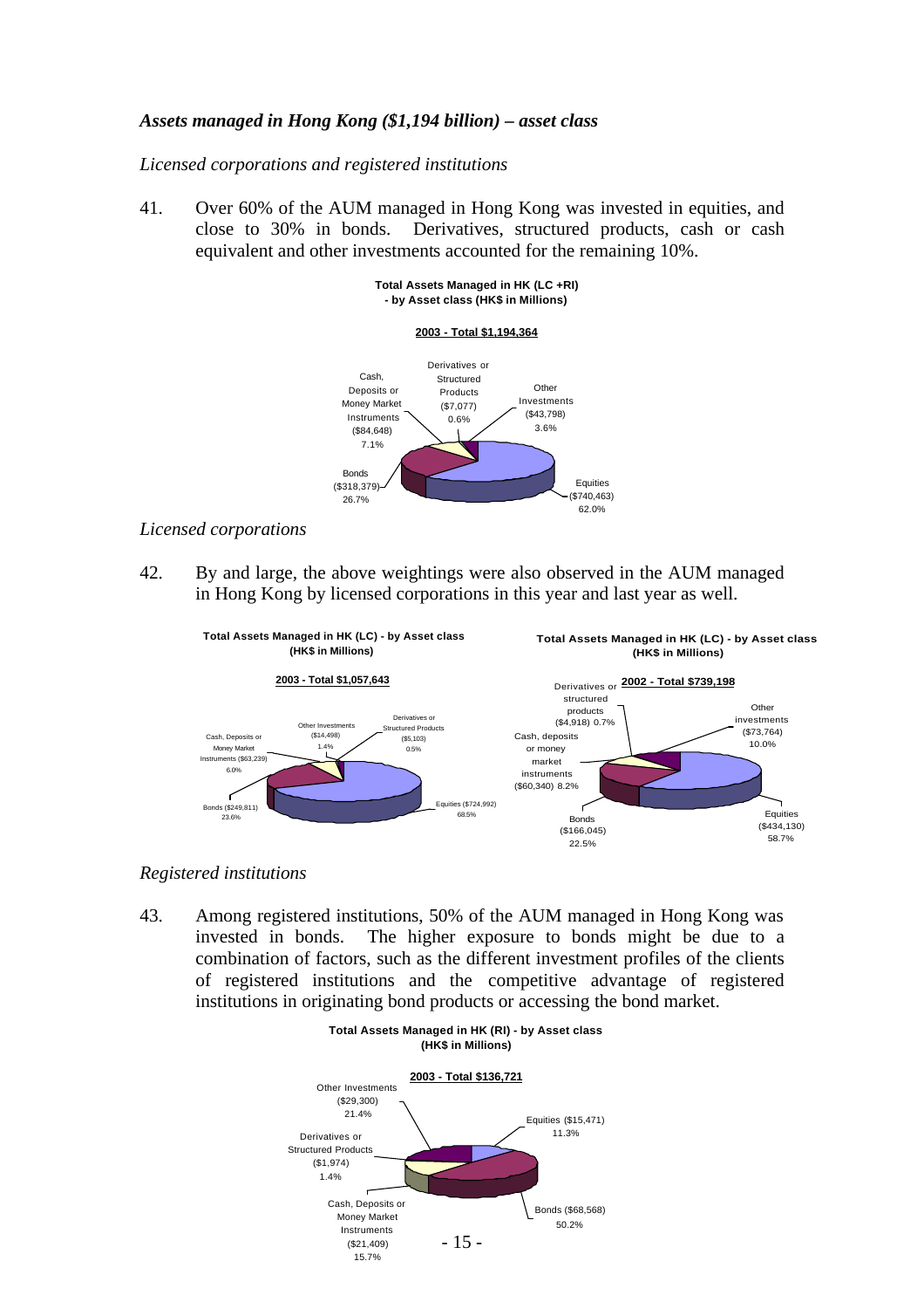### *Assets managed in Hong Kong ($1,194 billion) – asset class*

*Licensed corporations and registered institutions*

41. Over 60% of the AUM managed in Hong Kong was invested in equities, and close to 30% in bonds. Derivatives, structured products, cash or cash equivalent and other investments accounted for the remaining 10%.

**Total Assets Managed in HK (LC +RI) - by Asset class (HK$ in Millions)**

**2003 - Total $1,194,364**

| Asset class | HK$ in Millions | % |
| --- | --- | --- |
| Equities | $740,463 | 62.0% |
| Bonds | $318,379 | 26.7% |
| Cash, Deposits or Money Market Instruments | $84,648 | 7.1% |
| Derivatives or Structured Products | $7,077 | 0.6% |
| Other Investments | $43,798 | 3.6% |

*Licensed corporations*

42. By and large, the above weightings were also observed in the AUM managed in Hong Kong by licensed corporations in this year and last year as well.

**Total Assets Managed in HK (LC) - by Asset class (HK$ in Millions)**

**2003 - Total $1,057,643**

| Asset class | HK$ in Millions | % |
| --- | --- | --- |
| Equities | $724,992 | 68.5% |
| Bonds | $249,811 | 23.6% |
| Cash, Deposits or Money Market Instruments | $63,239 | 6.0% |
| Derivatives or Structured Products | $5,103 | 0.5% |
| Other Investments | $14,498 | 1.4% |

**Total Assets Managed in HK (LC) - by Asset class (HK$ in Millions)**

**2002 - Total $739,198**

| Asset class | HK$ in Millions | % |
| --- | --- | --- |
| Equities | $434,130 | 58.7% |
| Bonds | $166,045 | 22.5% |
| Cash, deposits or money market instruments | $60,340 | 8.2% |
| Derivatives or structured products | $4,918 | 0.7% |
| Other investments | $73,764 | 10.0% |

*Registered institutions*

43. Among registered institutions, 50% of the AUM managed in Hong Kong was invested in bonds. The higher exposure to bonds might be due to a combination of factors, such as the different investment profiles of the clients of registered institutions and the competitive advantage of registered institutions in originating bond products or accessing the bond market.

**Total Assets Managed in HK (RI) - by Asset class (HK$ in Millions)**

**2003 - Total $136,721**

| Asset class | HK$ in Millions | % |
| --- | --- | --- |
| Equities | $15,471 | 11.3% |
| Bonds | $68,568 | 50.2% |
| Cash, Deposits or Money Market Instruments | $21,409 | 15.7% |
| Derivatives or Structured Products | $1,974 | 1.4% |
| Other Investments | $29,300 | 21.4% |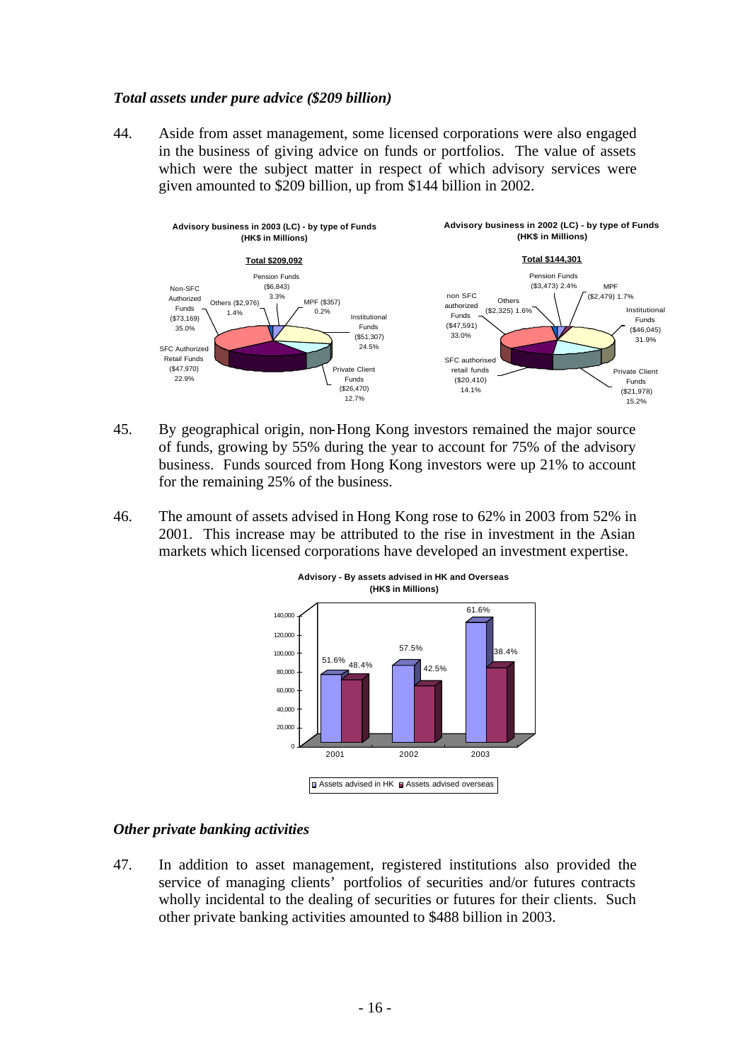*Total assets under pure advice ($209 billion)*

44. Aside from asset management, some licensed corporations were also engaged in the business of giving advice on funds or portfolios. The value of assets which were the subject matter in respect of which advisory services were given amounted to $209 billion, up from $144 billion in 2002.

**Advisory business in 2003 (LC) - by type of Funds (HK$ in Millions)**

**Total $209,092**

| Type of Funds | Amount (HK$ millions) | % |
|---|---|---|
| Non-SFC Authorized Funds | $73,169 | 35.0% |
| Institutional Funds | $51,307 | 24.5% |
| SFC Authorized Retail Funds | $47,970 | 22.9% |
| Private Client Funds | $26,470 | 12.7% |
| Pension Funds | $6,843 | 3.3% |
| Others | $2,976 | 1.4% |
| MPF | $357 | 0.2% |

**Advisory business in 2002 (LC) - by type of Funds (HK$ in Millions)**

**Total $144,301**

| Type of Funds | Amount (HK$ millions) | % |
|---|---|---|
| non SFC authorized Funds | $47,591 | 33.0% |
| Institutional Funds | $46,045 | 31.9% |
| Private Client Funds | $21,978 | 15.2% |
| SFC authorised retail funds | $20,410 | 14.1% |
| Pension Funds | $3,473 | 2.4% |
| MPF | $2,479 | 1.7% |
| Others | $2,325 | 1.6% |

45. By geographical origin, non-Hong Kong investors remained the major source of funds, growing by 55% during the year to account for 75% of the advisory business. Funds sourced from Hong Kong investors were up 21% to account for the remaining 25% of the business.

46. The amount of assets advised in Hong Kong rose to 62% in 2003 from 52% in 2001. This increase may be attributed to the rise in investment in the Asian markets which licensed corporations have developed an investment expertise.

**Advisory - By assets advised in HK and Overseas (HK$ in Millions)**

| Year | Assets advised in HK | Assets advised overseas |
|---|---|---|
| 2001 | 51.6% | 48.4% |
| 2002 | 57.5% | 42.5% |
| 2003 | 61.6% | 38.4% |

*Other private banking activities*

47. In addition to asset management, registered institutions also provided the service of managing clients' portfolios of securities and/or futures contracts wholly incidental to the dealing of securities or futures for their clients. Such other private banking activities amounted to $488 billion in 2003.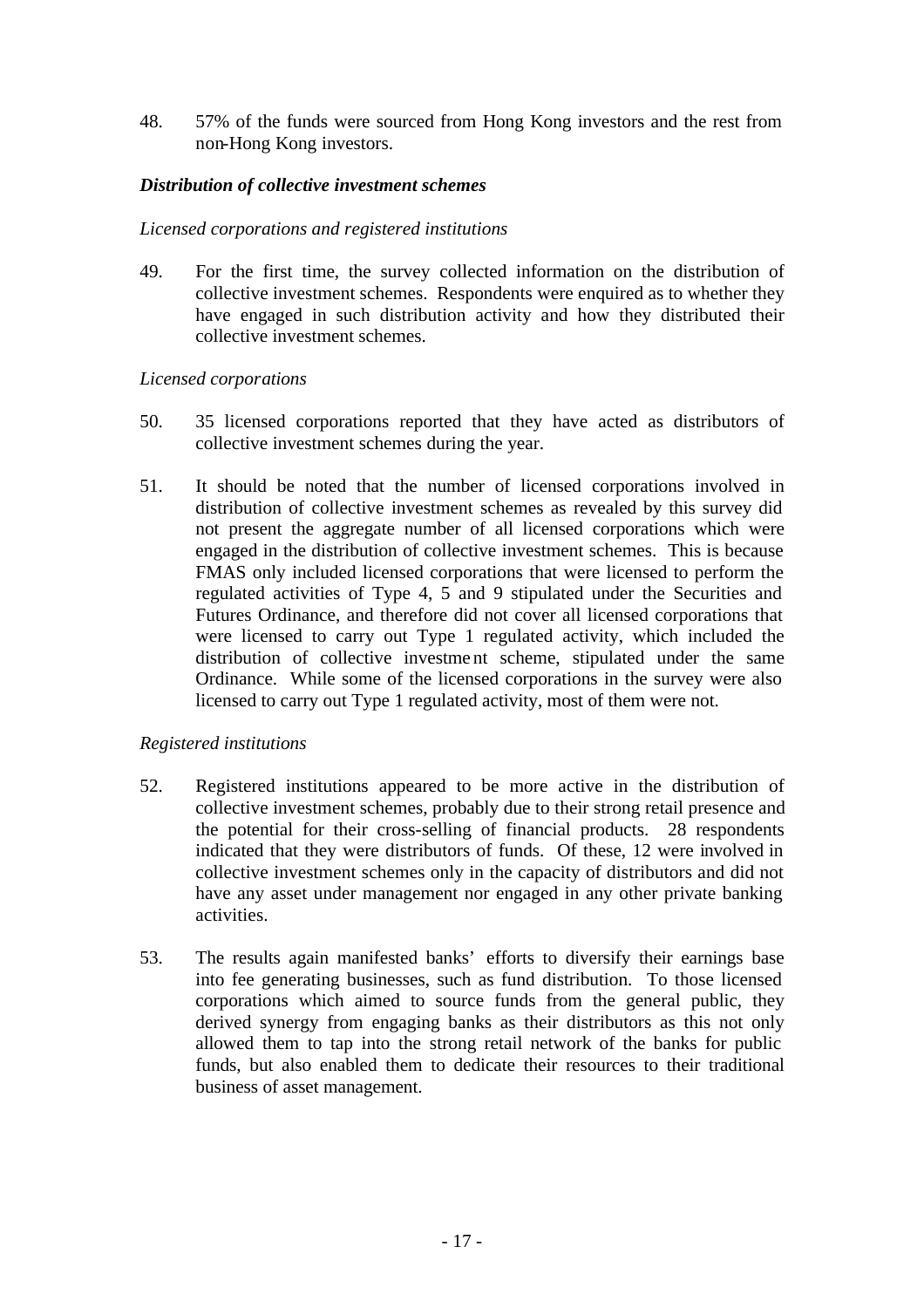48. 57% of the funds were sourced from Hong Kong investors and the rest from non-Hong Kong investors.

***Distribution of collective investment schemes***

*Licensed corporations and registered institutions*

49. For the first time, the survey collected information on the distribution of collective investment schemes. Respondents were enquired as to whether they have engaged in such distribution activity and how they distributed their collective investment schemes.

*Licensed corporations*

50. 35 licensed corporations reported that they have acted as distributors of collective investment schemes during the year.

51. It should be noted that the number of licensed corporations involved in distribution of collective investment schemes as revealed by this survey did not present the aggregate number of all licensed corporations which were engaged in the distribution of collective investment schemes. This is because FMAS only included licensed corporations that were licensed to perform the regulated activities of Type 4, 5 and 9 stipulated under the Securities and Futures Ordinance, and therefore did not cover all licensed corporations that were licensed to carry out Type 1 regulated activity, which included the distribution of collective investment scheme, stipulated under the same Ordinance. While some of the licensed corporations in the survey were also licensed to carry out Type 1 regulated activity, most of them were not.

*Registered institutions*

52. Registered institutions appeared to be more active in the distribution of collective investment schemes, probably due to their strong retail presence and the potential for their cross-selling of financial products. 28 respondents indicated that they were distributors of funds. Of these, 12 were involved in collective investment schemes only in the capacity of distributors and did not have any asset under management nor engaged in any other private banking activities.

53. The results again manifested banks' efforts to diversify their earnings base into fee generating businesses, such as fund distribution. To those licensed corporations which aimed to source funds from the general public, they derived synergy from engaging banks as their distributors as this not only allowed them to tap into the strong retail network of the banks for public funds, but also enabled them to dedicate their resources to their traditional business of asset management.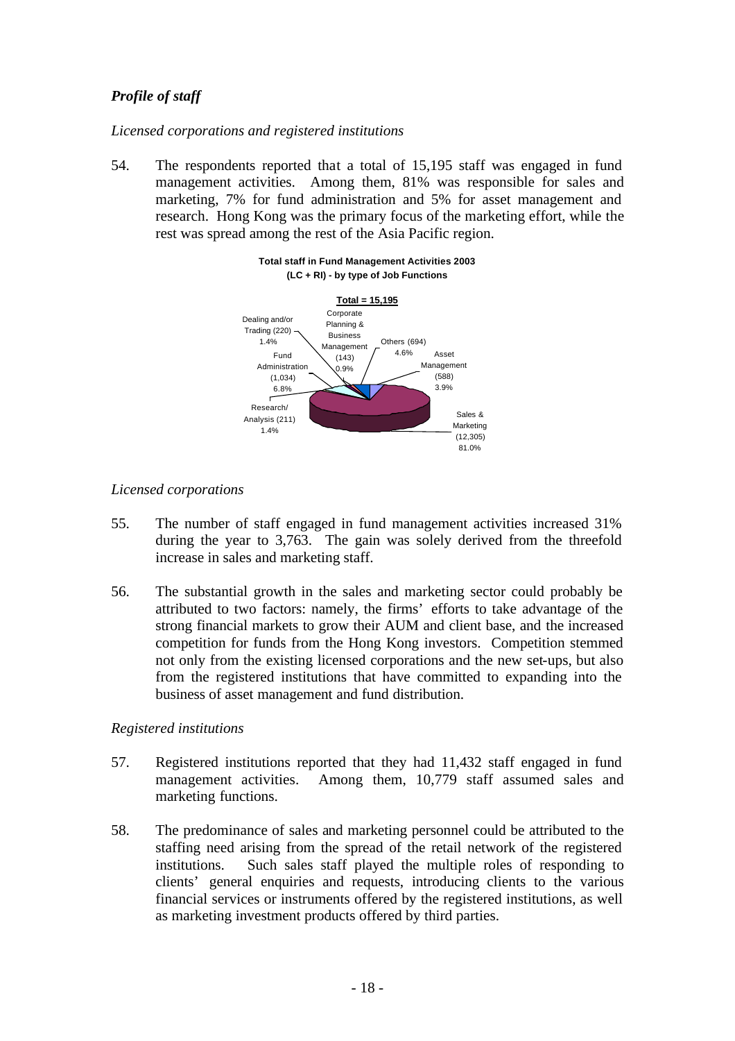### *Profile of staff*

*Licensed corporations and registered institutions*

54. The respondents reported that a total of 15,195 staff was engaged in fund management activities. Among them, 81% was responsible for sales and marketing, 7% for fund administration and 5% for asset management and research. Hong Kong was the primary focus of the marketing effort, while the rest was spread among the rest of the Asia Pacific region.

**Total staff in Fund Management Activities 2003**
**(LC + RI) - by type of Job Functions**

**Total = 15,195**

| Job Function | Staff | % |
|---|---|---|
| Sales & Marketing | 12,305 | 81.0% |
| Fund Administration | 1,034 | 6.8% |
| Others | 694 | 4.6% |
| Asset Management | 588 | 3.9% |
| Dealing and/or Trading | 220 | 1.4% |
| Research/ Analysis | 211 | 1.4% |
| Corporate Planning & Business Management | 143 | 0.9% |

*Licensed corporations*

55. The number of staff engaged in fund management activities increased 31% during the year to 3,763. The gain was solely derived from the threefold increase in sales and marketing staff.

56. The substantial growth in the sales and marketing sector could probably be attributed to two factors: namely, the firms' efforts to take advantage of the strong financial markets to grow their AUM and client base, and the increased competition for funds from the Hong Kong investors. Competition stemmed not only from the existing licensed corporations and the new set-ups, but also from the registered institutions that have committed to expanding into the business of asset management and fund distribution.

*Registered institutions*

57. Registered institutions reported that they had 11,432 staff engaged in fund management activities. Among them, 10,779 staff assumed sales and marketing functions.

58. The predominance of sales and marketing personnel could be attributed to the staffing need arising from the spread of the retail network of the registered institutions. Such sales staff played the multiple roles of responding to clients' general enquiries and requests, introducing clients to the various financial services or instruments offered by the registered institutions, as well as marketing investment products offered by third parties.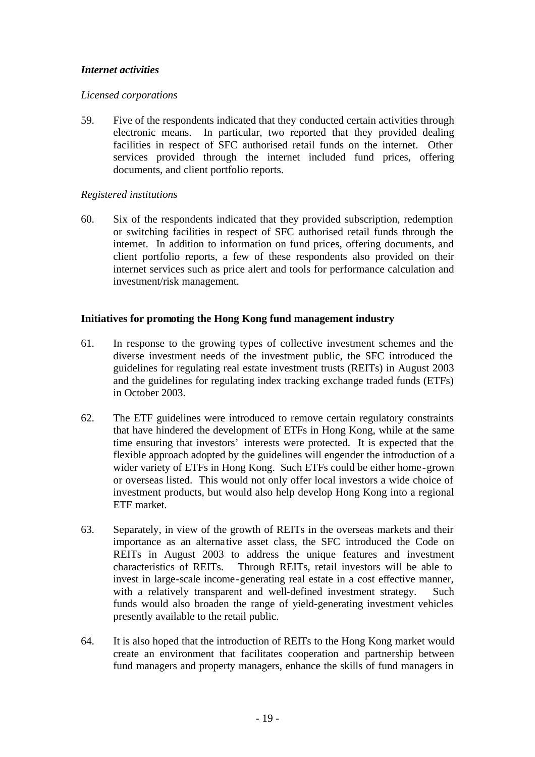### *Internet activities*

*Licensed corporations*

59. Five of the respondents indicated that they conducted certain activities through electronic means. In particular, two reported that they provided dealing facilities in respect of SFC authorised retail funds on the internet. Other services provided through the internet included fund prices, offering documents, and client portfolio reports.

*Registered institutions*

60. Six of the respondents indicated that they provided subscription, redemption or switching facilities in respect of SFC authorised retail funds through the internet. In addition to information on fund prices, offering documents, and client portfolio reports, a few of these respondents also provided on their internet services such as price alert and tools for performance calculation and investment/risk management.

### **Initiatives for promoting the Hong Kong fund management industry**

61. In response to the growing types of collective investment schemes and the diverse investment needs of the investment public, the SFC introduced the guidelines for regulating real estate investment trusts (REITs) in August 2003 and the guidelines for regulating index tracking exchange traded funds (ETFs) in October 2003.

62. The ETF guidelines were introduced to remove certain regulatory constraints that have hindered the development of ETFs in Hong Kong, while at the same time ensuring that investors' interests were protected. It is expected that the flexible approach adopted by the guidelines will engender the introduction of a wider variety of ETFs in Hong Kong. Such ETFs could be either home-grown or overseas listed. This would not only offer local investors a wide choice of investment products, but would also help develop Hong Kong into a regional ETF market.

63. Separately, in view of the growth of REITs in the overseas markets and their importance as an alternative asset class, the SFC introduced the Code on REITs in August 2003 to address the unique features and investment characteristics of REITs. Through REITs, retail investors will be able to invest in large-scale income-generating real estate in a cost effective manner, with a relatively transparent and well-defined investment strategy. Such funds would also broaden the range of yield-generating investment vehicles presently available to the retail public.

64. It is also hoped that the introduction of REITs to the Hong Kong market would create an environment that facilitates cooperation and partnership between fund managers and property managers, enhance the skills of fund managers in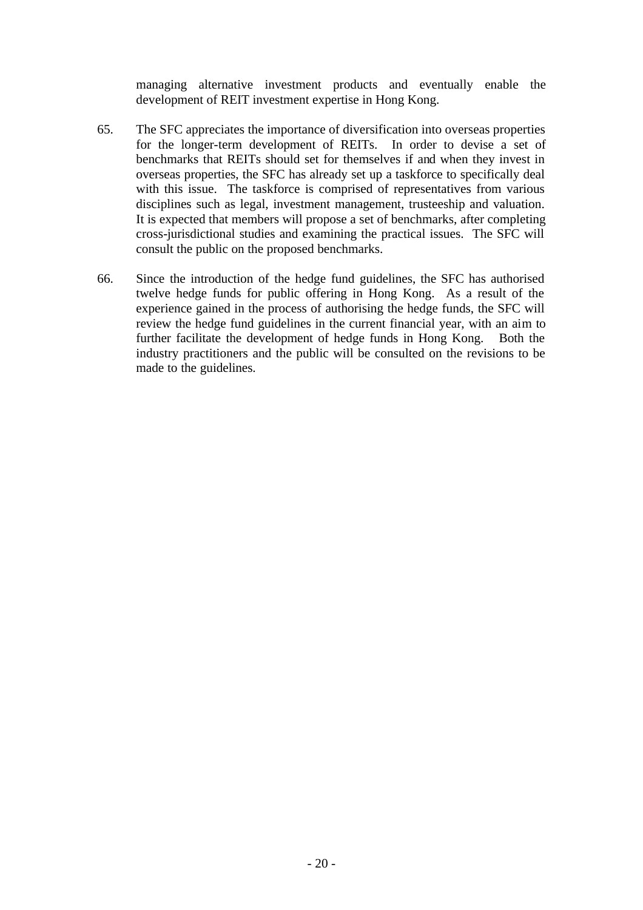managing alternative investment products and eventually enable the development of REIT investment expertise in Hong Kong.

65. The SFC appreciates the importance of diversification into overseas properties for the longer-term development of REITs. In order to devise a set of benchmarks that REITs should set for themselves if and when they invest in overseas properties, the SFC has already set up a taskforce to specifically deal with this issue. The taskforce is comprised of representatives from various disciplines such as legal, investment management, trusteeship and valuation. It is expected that members will propose a set of benchmarks, after completing cross-jurisdictional studies and examining the practical issues. The SFC will consult the public on the proposed benchmarks.

66. Since the introduction of the hedge fund guidelines, the SFC has authorised twelve hedge funds for public offering in Hong Kong. As a result of the experience gained in the process of authorising the hedge funds, the SFC will review the hedge fund guidelines in the current financial year, with an aim to further facilitate the development of hedge funds in Hong Kong. Both the industry practitioners and the public will be consulted on the revisions to be made to the guidelines.